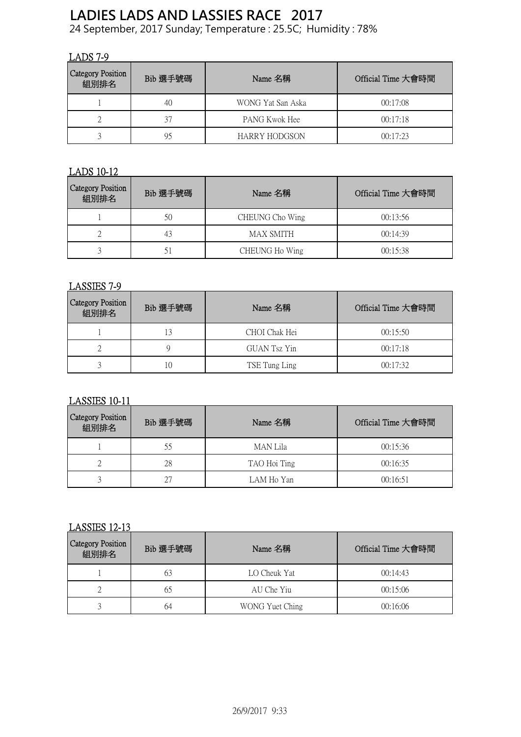# LADIES LADS AND LASSIES RACE 2017

24 September, 2017 Sunday; Temperature : 25.5C; Humidity : 78%

## LADS 7-9

| Category Position 組別排名 | Bib 選手號碼 | Name 名稱 | Official Time 大會時間 |
|---|---|---|---|
| 1 | 40 | WONG Yat San Aska | 00:17:08 |
| 2 | 37 | PANG Kwok Hee | 00:17:18 |
| 3 | 95 | HARRY HODGSON | 00:17:23 |

## LADS 10-12

| Category Position 組別排名 | Bib 選手號碼 | Name 名稱 | Official Time 大會時間 |
|---|---|---|---|
| 1 | 50 | CHEUNG Cho Wing | 00:13:56 |
| 2 | 43 | MAX SMITH | 00:14:39 |
| 3 | 51 | CHEUNG Ho Wing | 00:15:38 |

## LASSIES 7-9

| Category Position 組別排名 | Bib 選手號碼 | Name 名稱 | Official Time 大會時間 |
|---|---|---|---|
| 1 | 13 | CHOI Chak Hei | 00:15:50 |
| 2 | 9 | GUAN Tsz Yin | 00:17:18 |
| 3 | 10 | TSE Tung Ling | 00:17:32 |

## LASSIES 10-11

| Category Position 組別排名 | Bib 選手號碼 | Name 名稱 | Official Time 大會時間 |
|---|---|---|---|
| 1 | 55 | MAN Lila | 00:15:36 |
| 2 | 28 | TAO Hoi Ting | 00:16:35 |
| 3 | 27 | LAM Ho Yan | 00:16:51 |

## LASSIES 12-13

| Category Position 組別排名 | Bib 選手號碼 | Name 名稱 | Official Time 大會時間 |
|---|---|---|---|
| 1 | 63 | LO Cheuk Yat | 00:14:43 |
| 2 | 65 | AU Che Yiu | 00:15:06 |
| 3 | 64 | WONG Yuet Ching | 00:16:06 |

26/9/2017 9:33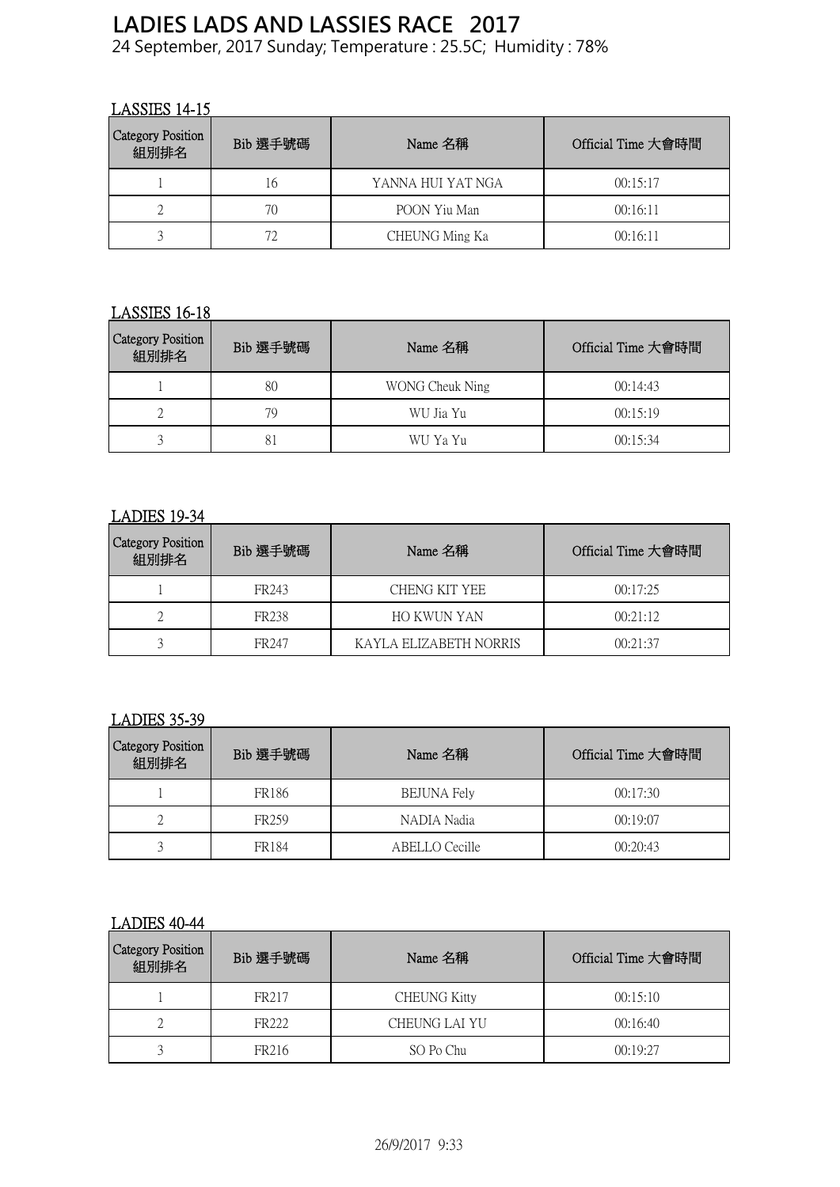# LADIES LADS AND LASSIES RACE 2017

24 September, 2017 Sunday; Temperature : 25.5C; Humidity : 78%

## LASSIES 14-15

| Category Position 組別排名 | Bib 選手號碼 | Name 名稱 | Official Time 大會時間 |
|---|---|---|---|
| 1 | 16 | YANNA HUI YAT NGA | 00:15:17 |
| 2 | 70 | POON Yiu Man | 00:16:11 |
| 3 | 72 | CHEUNG Ming Ka | 00:16:11 |

## LASSIES 16-18

| Category Position 組別排名 | Bib 選手號碼 | Name 名稱 | Official Time 大會時間 |
|---|---|---|---|
| 1 | 80 | WONG Cheuk Ning | 00:14:43 |
| 2 | 79 | WU Jia Yu | 00:15:19 |
| 3 | 81 | WU Ya Yu | 00:15:34 |

## LADIES 19-34

| Category Position 組別排名 | Bib 選手號碼 | Name 名稱 | Official Time 大會時間 |
|---|---|---|---|
| 1 | FR243 | CHENG KIT YEE | 00:17:25 |
| 2 | FR238 | HO KWUN YAN | 00:21:12 |
| 3 | FR247 | KAYLA ELIZABETH NORRIS | 00:21:37 |

## LADIES 35-39

| Category Position 組別排名 | Bib 選手號碼 | Name 名稱 | Official Time 大會時間 |
|---|---|---|---|
| 1 | FR186 | BEJUNA Fely | 00:17:30 |
| 2 | FR259 | NADIA Nadia | 00:19:07 |
| 3 | FR184 | ABELLO Cecille | 00:20:43 |

## LADIES 40-44

| Category Position 組別排名 | Bib 選手號碼 | Name 名稱 | Official Time 大會時間 |
|---|---|---|---|
| 1 | FR217 | CHEUNG Kitty | 00:15:10 |
| 2 | FR222 | CHEUNG LAI YU | 00:16:40 |
| 3 | FR216 | SO Po Chu | 00:19:27 |

26/9/2017 9:33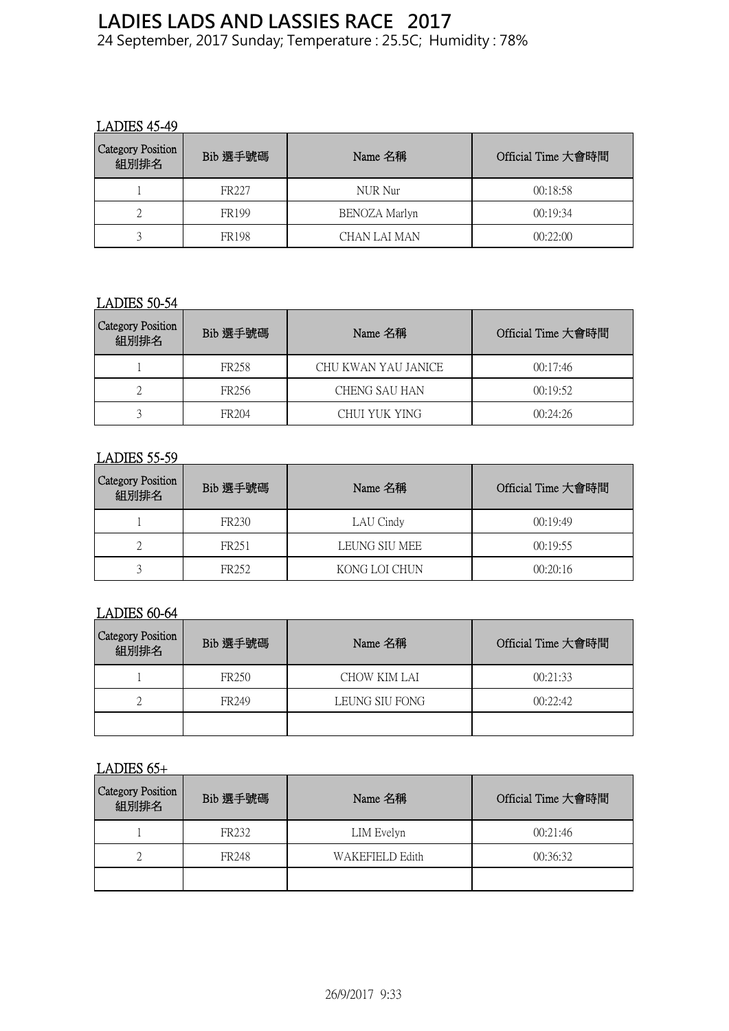# LADIES LADS AND LASSIES RACE 2017

24 September, 2017 Sunday; Temperature : 25.5C; Humidity : 78%

## LADIES 45-49

| Category Position 組別排名 | Bib 選手號碼 | Name 名稱 | Official Time 大會時間 |
|---|---|---|---|
| 1 | FR227 | NUR Nur | 00:18:58 |
| 2 | FR199 | BENOZA Marlyn | 00:19:34 |
| 3 | FR198 | CHAN LAI MAN | 00:22:00 |

## LADIES 50-54

| Category Position 組別排名 | Bib 選手號碼 | Name 名稱 | Official Time 大會時間 |
|---|---|---|---|
| 1 | FR258 | CHU KWAN YAU JANICE | 00:17:46 |
| 2 | FR256 | CHENG SAU HAN | 00:19:52 |
| 3 | FR204 | CHUI YUK YING | 00:24:26 |

## LADIES 55-59

| Category Position 組別排名 | Bib 選手號碼 | Name 名稱 | Official Time 大會時間 |
|---|---|---|---|
| 1 | FR230 | LAU Cindy | 00:19:49 |
| 2 | FR251 | LEUNG SIU MEE | 00:19:55 |
| 3 | FR252 | KONG LOI CHUN | 00:20:16 |

## LADIES 60-64

| Category Position 組別排名 | Bib 選手號碼 | Name 名稱 | Official Time 大會時間 |
|---|---|---|---|
| 1 | FR250 | CHOW KIM LAI | 00:21:33 |
| 2 | FR249 | LEUNG SIU FONG | 00:22:42 |
| | | | |

## LADIES 65+

| Category Position 組別排名 | Bib 選手號碼 | Name 名稱 | Official Time 大會時間 |
|---|---|---|---|
| 1 | FR232 | LIM Evelyn | 00:21:46 |
| 2 | FR248 | WAKEFIELD Edith | 00:36:32 |
| | | | |

26/9/2017 9:33